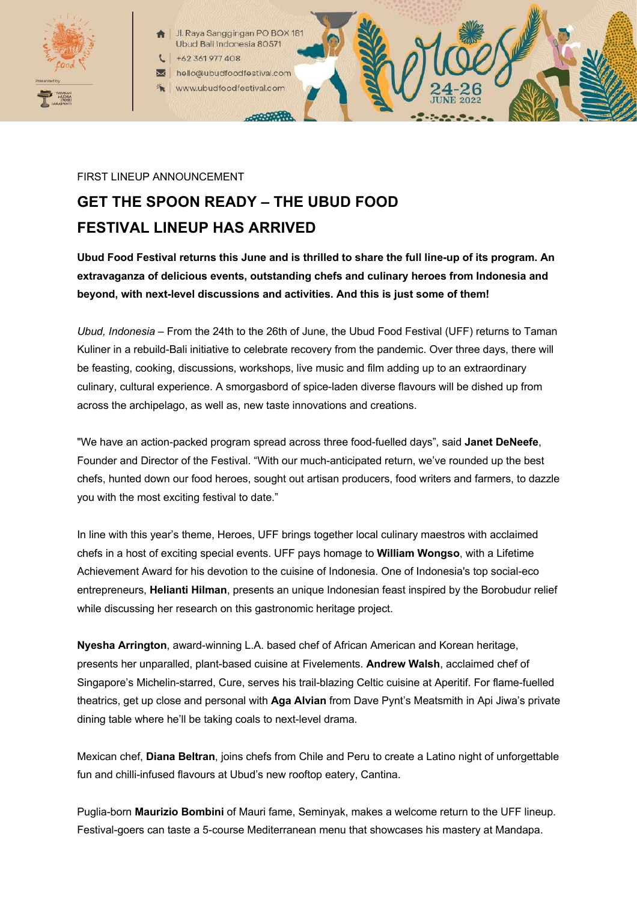FIRST LINEUP ANNOUNCEMENT

# GET THE SPOON READY – THE UBUD FOOD FESTIVAL LINEUP HAS ARRIVED

**Ubud Food Festival returns this June and is thrilled to share the full line-up of its program. An extravaganza of delicious events, outstanding chefs and culinary heroes from Indonesia and beyond, with next-level discussions and activities. And this is just some of them!**

*Ubud, Indonesia* – From the 24th to the 26th of June, the Ubud Food Festival (UFF) returns to Taman Kuliner in a rebuild-Bali initiative to celebrate recovery from the pandemic. Over three days, there will be feasting, cooking, discussions, workshops, live music and film adding up to an extraordinary culinary, cultural experience. A smorgasbord of spice-laden diverse flavours will be dished up from across the archipelago, as well as, new taste innovations and creations.

"We have an action-packed program spread across three food-fuelled days", said **Janet DeNeefe**, Founder and Director of the Festival. "With our much-anticipated return, we've rounded up the best chefs, hunted down our food heroes, sought out artisan producers, food writers and farmers, to dazzle you with the most exciting festival to date."

In line with this year's theme, Heroes, UFF brings together local culinary maestros with acclaimed chefs in a host of exciting special events. UFF pays homage to **William Wongso**, with a Lifetime Achievement Award for his devotion to the cuisine of Indonesia. One of Indonesia's top social-eco entrepreneurs, **Helianti Hilman**, presents an unique Indonesian feast inspired by the Borobudur relief while discussing her research on this gastronomic heritage project.

**Nyesha Arrington**, award-winning L.A. based chef of African American and Korean heritage, presents her unparalled, plant-based cuisine at Fivelements. **Andrew Walsh**, acclaimed chef of Singapore's Michelin-starred, Cure, serves his trail-blazing Celtic cuisine at Aperitif. For flame-fuelled theatrics, get up close and personal with **Aga Alvian** from Dave Pynt's Meatsmith in Api Jiwa's private dining table where he'll be taking coals to next-level drama.

Mexican chef, **Diana Beltran**, joins chefs from Chile and Peru to create a Latino night of unforgettable fun and chilli-infused flavours at Ubud's new rooftop eatery, Cantina.

Puglia-born **Maurizio Bombini** of Mauri fame, Seminyak, makes a welcome return to the UFF lineup. Festival-goers can taste a 5-course Mediterranean menu that showcases his mastery at Mandapa.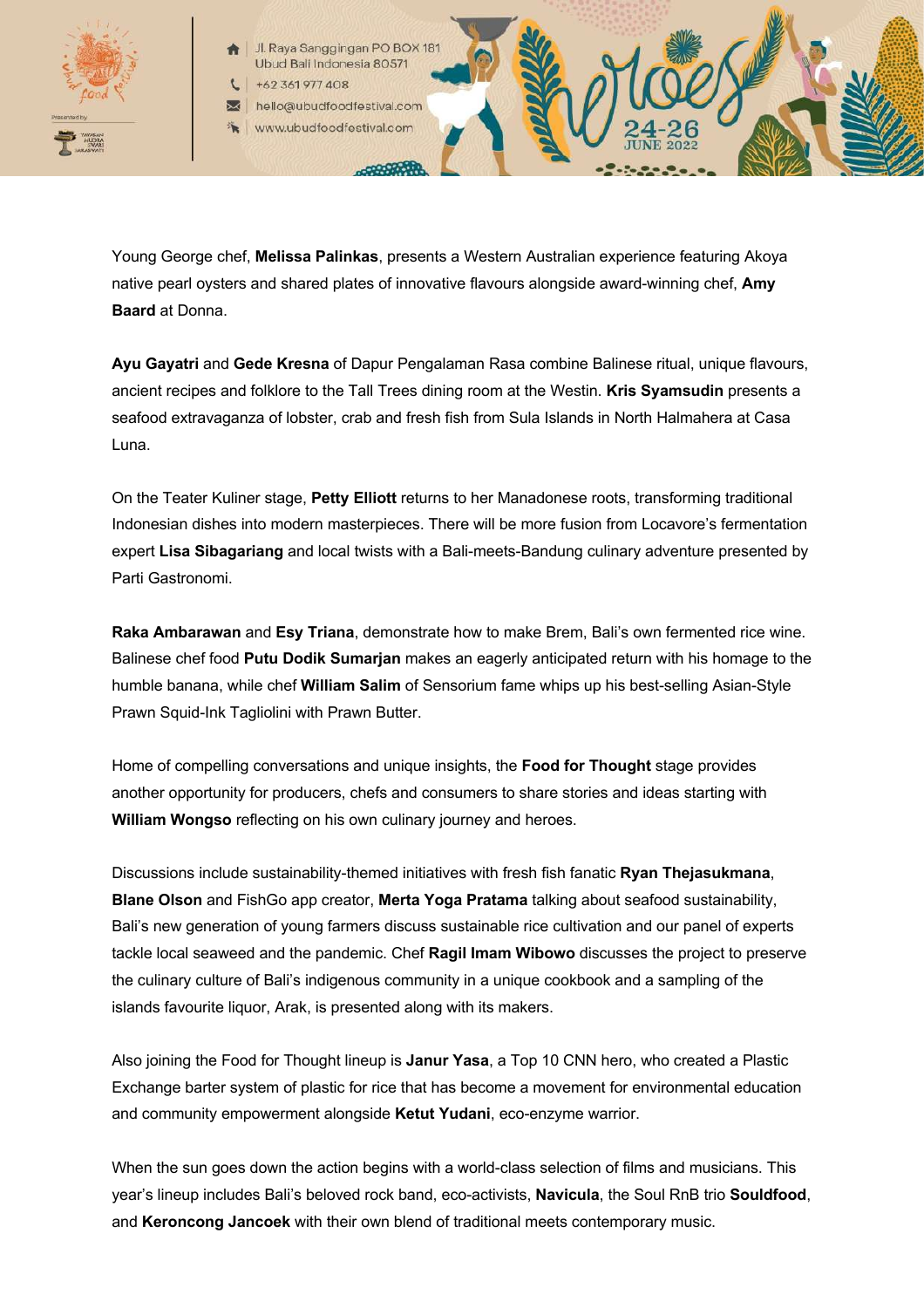Young George chef, **Melissa Palinkas**, presents a Western Australian experience featuring Akoya native pearl oysters and shared plates of innovative flavours alongside award-winning chef, **Amy Baard** at Donna.

**Ayu Gayatri** and **Gede Kresna** of Dapur Pengalaman Rasa combine Balinese ritual, unique flavours, ancient recipes and folklore to the Tall Trees dining room at the Westin. **Kris Syamsudin** presents a seafood extravaganza of lobster, crab and fresh fish from Sula Islands in North Halmahera at Casa Luna.

On the Teater Kuliner stage, **Petty Elliott** returns to her Manadonese roots, transforming traditional Indonesian dishes into modern masterpieces. There will be more fusion from Locavore's fermentation expert **Lisa Sibagariang** and local twists with a Bali-meets-Bandung culinary adventure presented by Parti Gastronomi.

**Raka Ambarawan** and **Esy Triana**, demonstrate how to make Brem, Bali's own fermented rice wine. Balinese chef food **Putu Dodik Sumarjan** makes an eagerly anticipated return with his homage to the humble banana, while chef **William Salim** of Sensorium fame whips up his best-selling Asian-Style Prawn Squid-Ink Tagliolini with Prawn Butter.

Home of compelling conversations and unique insights, the **Food for Thought** stage provides another opportunity for producers, chefs and consumers to share stories and ideas starting with **William Wongso** reflecting on his own culinary journey and heroes.

Discussions include sustainability-themed initiatives with fresh fish fanatic **Ryan Thejasukmana**, **Blane Olson** and FishGo app creator, **Merta Yoga Pratama** talking about seafood sustainability, Bali's new generation of young farmers discuss sustainable rice cultivation and our panel of experts tackle local seaweed and the pandemic. Chef **Ragil Imam Wibowo** discusses the project to preserve the culinary culture of Bali's indigenous community in a unique cookbook and a sampling of the islands favourite liquor, Arak, is presented along with its makers.

Also joining the Food for Thought lineup is **Janur Yasa**, a Top 10 CNN hero, who created a Plastic Exchange barter system of plastic for rice that has become a movement for environmental education and community empowerment alongside **Ketut Yudani**, eco-enzyme warrior.

When the sun goes down the action begins with a world-class selection of films and musicians. This year's lineup includes Bali's beloved rock band, eco-activists, **Navicula**, the Soul RnB trio **Souldfood**, and **Keroncong Jancoek** with their own blend of traditional meets contemporary music.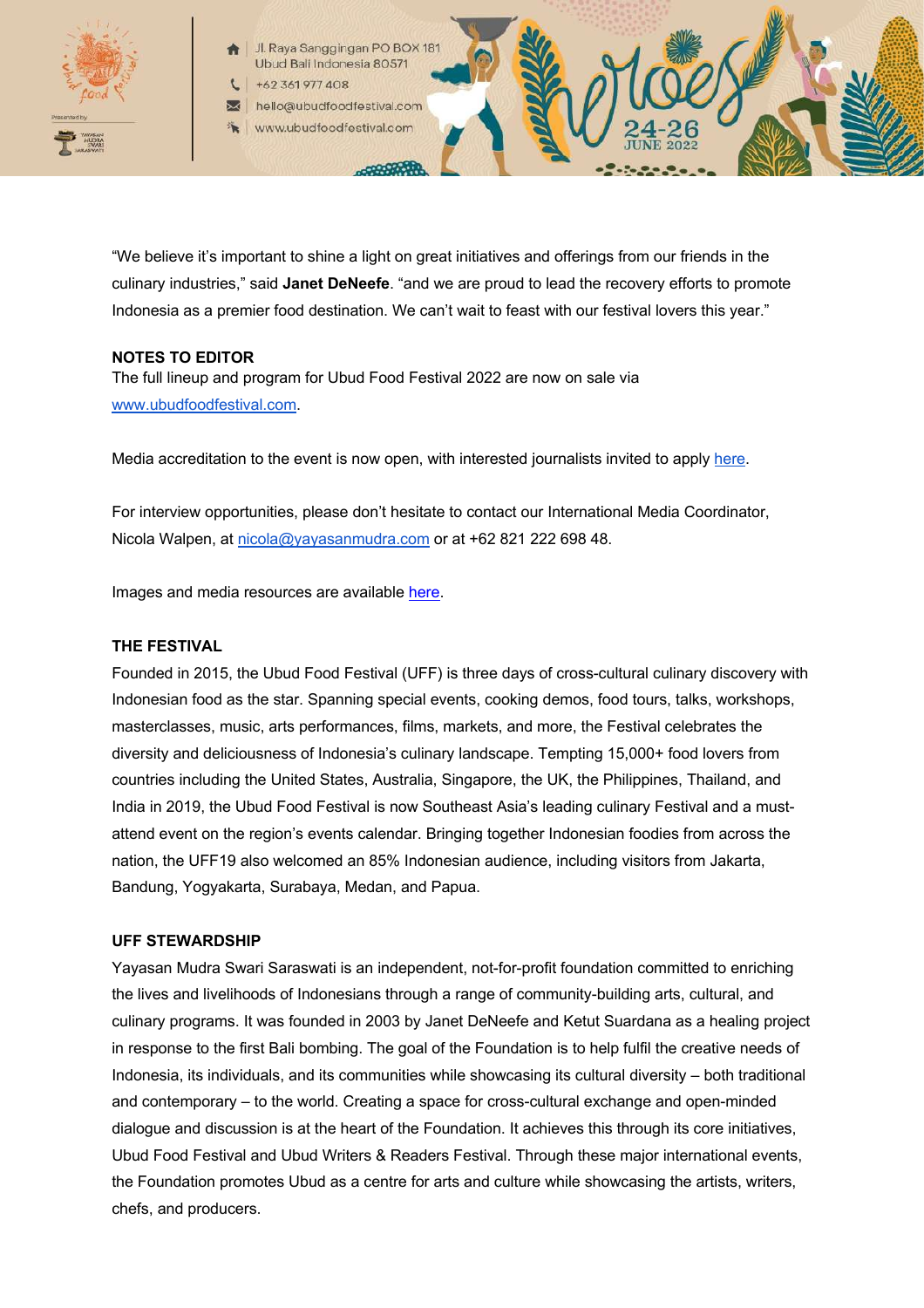"We believe it's important to shine a light on great initiatives and offerings from our friends in the culinary industries," said **Janet DeNeefe**. "and we are proud to lead the recovery efforts to promote Indonesia as a premier food destination. We can't wait to feast with our festival lovers this year."

**NOTES TO EDITOR**

The full lineup and program for Ubud Food Festival 2022 are now on sale via [www.ubudfoodfestival.com](www.ubudfoodfestival.com).

Media accreditation to the event is now open, with interested journalists invited to apply here.

For interview opportunities, please don't hesitate to contact our International Media Coordinator, Nicola Walpen, at nicola@yayasanmudra.com or at +62 821 222 698 48.

Images and media resources are available here.

**THE FESTIVAL**

Founded in 2015, the Ubud Food Festival (UFF) is three days of cross-cultural culinary discovery with Indonesian food as the star. Spanning special events, cooking demos, food tours, talks, workshops, masterclasses, music, arts performances, films, markets, and more, the Festival celebrates the diversity and deliciousness of Indonesia's culinary landscape. Tempting 15,000+ food lovers from countries including the United States, Australia, Singapore, the UK, the Philippines, Thailand, and India in 2019, the Ubud Food Festival is now Southeast Asia's leading culinary Festival and a must-attend event on the region's events calendar. Bringing together Indonesian foodies from across the nation, the UFF19 also welcomed an 85% Indonesian audience, including visitors from Jakarta, Bandung, Yogyakarta, Surabaya, Medan, and Papua.

**UFF STEWARDSHIP**

Yayasan Mudra Swari Saraswati is an independent, not-for-profit foundation committed to enriching the lives and livelihoods of Indonesians through a range of community-building arts, cultural, and culinary programs. It was founded in 2003 by Janet DeNeefe and Ketut Suardana as a healing project in response to the first Bali bombing. The goal of the Foundation is to help fulfil the creative needs of Indonesia, its individuals, and its communities while showcasing its cultural diversity – both traditional and contemporary – to the world. Creating a space for cross-cultural exchange and open-minded dialogue and discussion is at the heart of the Foundation. It achieves this through its core initiatives, Ubud Food Festival and Ubud Writers & Readers Festival. Through these major international events, the Foundation promotes Ubud as a centre for arts and culture while showcasing the artists, writers, chefs, and producers.